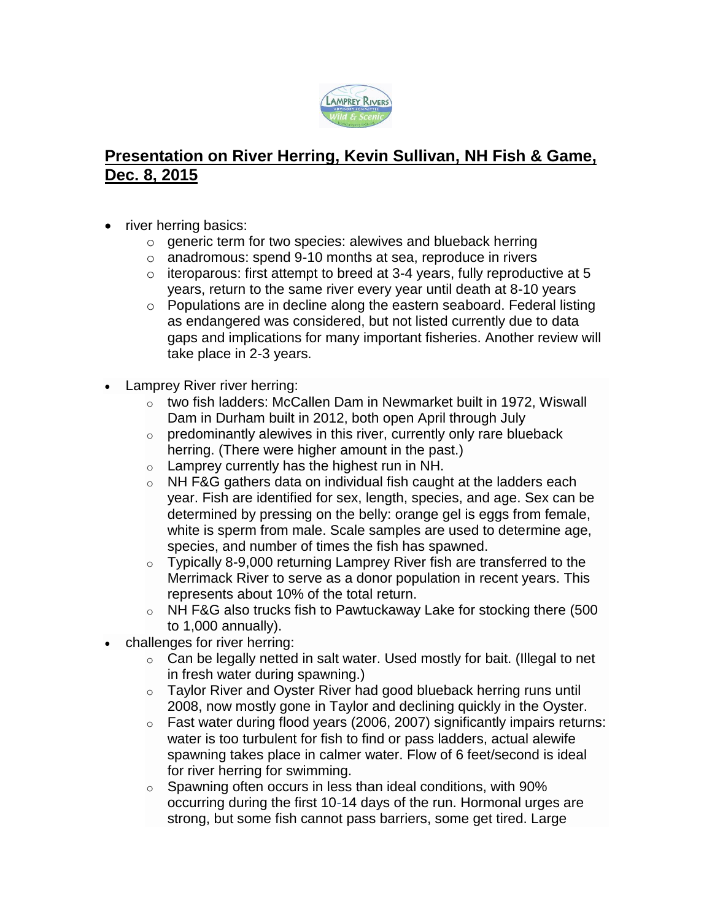## Presentation on River Herring, Kevin Sullivan, NH Fish & Game, Dec. 8, 2015

- river herring basics:
    - generic term for two species: alewives and blueback herring
    - anadromous: spend 9-10 months at sea, reproduce in rivers
    - iteroparous: first attempt to breed at 3-4 years, fully reproductive at 5 years, return to the same river every year until death at 8-10 years
    - Populations are in decline along the eastern seaboard. Federal listing as endangered was considered, but not listed currently due to data gaps and implications for many important fisheries. Another review will take place in 2-3 years.
- Lamprey River river herring:
    - two fish ladders: McCallen Dam in Newmarket built in 1972, Wiswall Dam in Durham built in 2012, both open April through July
    - predominantly alewives in this river, currently only rare blueback herring. (There were higher amount in the past.)
    - Lamprey currently has the highest run in NH.
    - NH F&G gathers data on individual fish caught at the ladders each year. Fish are identified for sex, length, species, and age. Sex can be determined by pressing on the belly: orange gel is eggs from female, white is sperm from male. Scale samples are used to determine age, species, and number of times the fish has spawned.
    - Typically 8-9,000 returning Lamprey River fish are transferred to the Merrimack River to serve as a donor population in recent years. This represents about 10% of the total return.
    - NH F&G also trucks fish to Pawtuckaway Lake for stocking there (500 to 1,000 annually).
- challenges for river herring:
    - Can be legally netted in salt water. Used mostly for bait. (Illegal to net in fresh water during spawning.)
    - Taylor River and Oyster River had good blueback herring runs until 2008, now mostly gone in Taylor and declining quickly in the Oyster.
    - Fast water during flood years (2006, 2007) significantly impairs returns: water is too turbulent for fish to find or pass ladders, actual alewife spawning takes place in calmer water. Flow of 6 feet/second is ideal for river herring for swimming.
    - Spawning often occurs in less than ideal conditions, with 90% occurring during the first 10-14 days of the run. Hormonal urges are strong, but some fish cannot pass barriers, some get tired. Large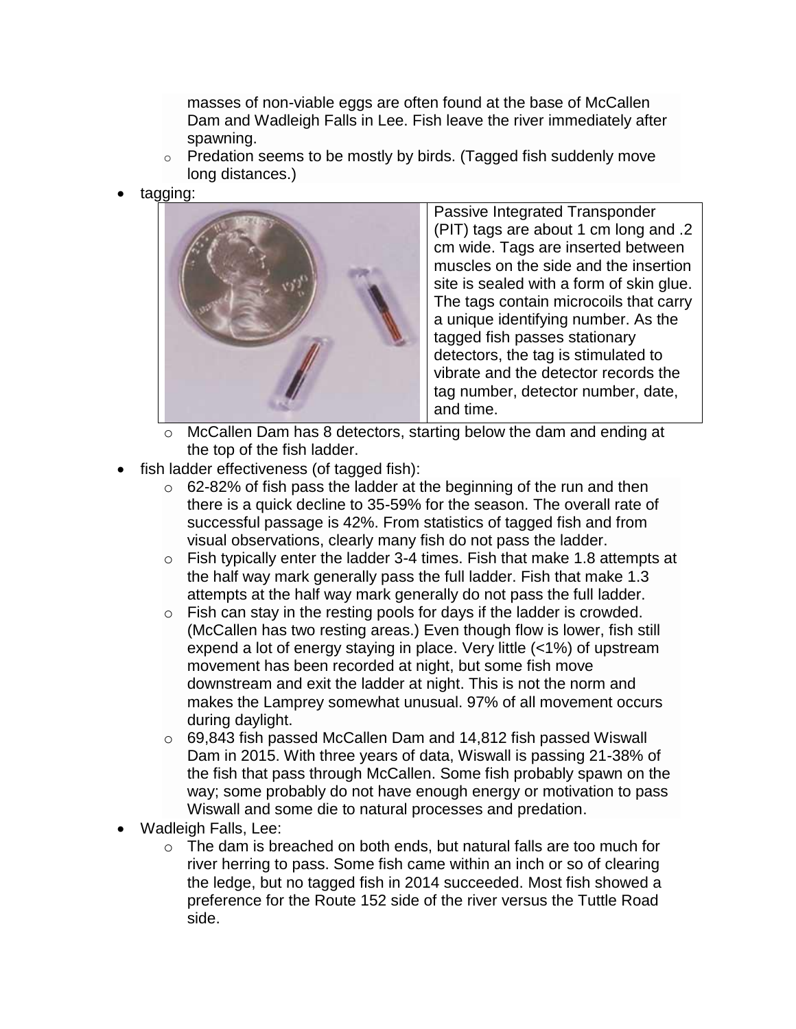masses of non-viable eggs are often found at the base of McCallen Dam and Wadleigh Falls in Lee. Fish leave the river immediately after spawning.

  - Predation seems to be mostly by birds. (Tagged fish suddenly move long distances.)

- tagging:

| | Passive Integrated Transponder (PIT) tags are about 1 cm long and .2 cm wide. Tags are inserted between muscles on the side and the insertion site is sealed with a form of skin glue. The tags contain microcoils that carry a unique identifying number. As the tagged fish passes stationary detectors, the tag is stimulated to vibrate and the detector records the tag number, detector number, date, and time. |
|---|---|

  - McCallen Dam has 8 detectors, starting below the dam and ending at the top of the fish ladder.

- fish ladder effectiveness (of tagged fish):
  - 62-82% of fish pass the ladder at the beginning of the run and then there is a quick decline to 35-59% for the season. The overall rate of successful passage is 42%. From statistics of tagged fish and from visual observations, clearly many fish do not pass the ladder.
  - Fish typically enter the ladder 3-4 times. Fish that make 1.8 attempts at the half way mark generally pass the full ladder. Fish that make 1.3 attempts at the half way mark generally do not pass the full ladder.
  - Fish can stay in the resting pools for days if the ladder is crowded. (McCallen has two resting areas.) Even though flow is lower, fish still expend a lot of energy staying in place. Very little (<1%) of upstream movement has been recorded at night, but some fish move downstream and exit the ladder at night. This is not the norm and makes the Lamprey somewhat unusual. 97% of all movement occurs during daylight.
  - 69,843 fish passed McCallen Dam and 14,812 fish passed Wiswall Dam in 2015. With three years of data, Wiswall is passing 21-38% of the fish that pass through McCallen. Some fish probably spawn on the way; some probably do not have enough energy or motivation to pass Wiswall and some die to natural processes and predation.

- Wadleigh Falls, Lee:
  - The dam is breached on both ends, but natural falls are too much for river herring to pass. Some fish came within an inch or so of clearing the ledge, but no tagged fish in 2014 succeeded. Most fish showed a preference for the Route 152 side of the river versus the Tuttle Road side.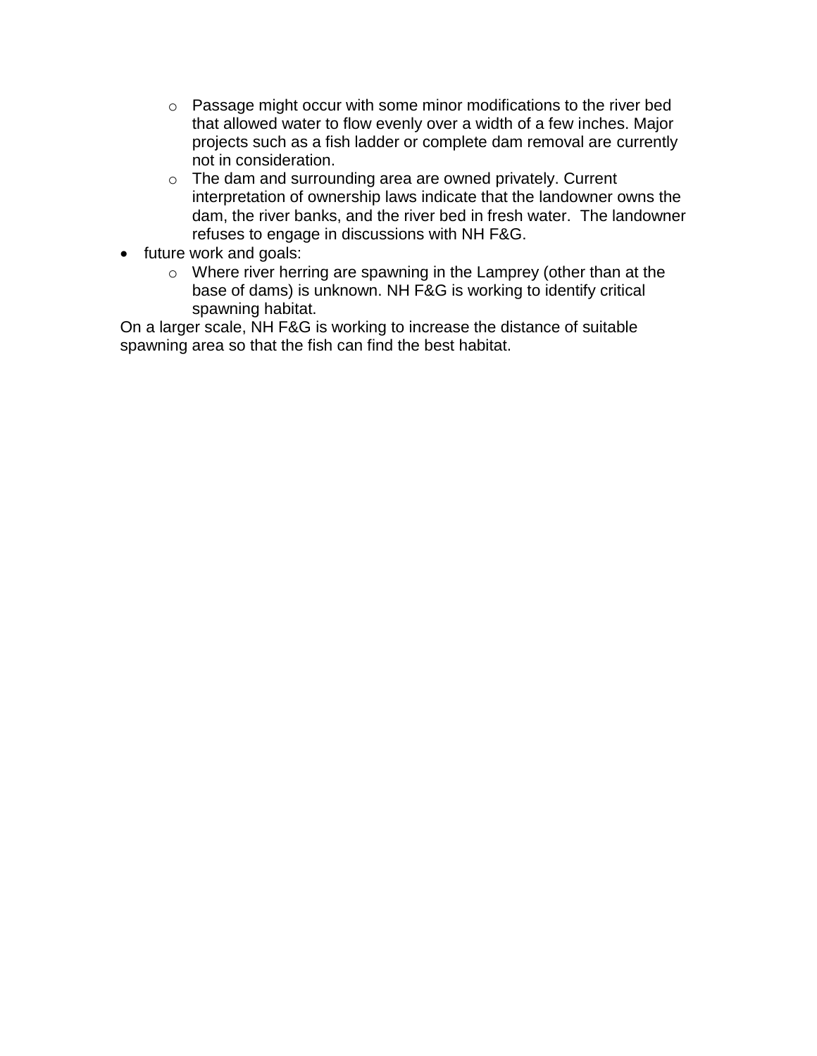- Passage might occur with some minor modifications to the river bed that allowed water to flow evenly over a width of a few inches. Major projects such as a fish ladder or complete dam removal are currently not in consideration.
    - The dam and surrounding area are owned privately. Current interpretation of ownership laws indicate that the landowner owns the dam, the river banks, and the river bed in fresh water. The landowner refuses to engage in discussions with NH F&G.
- future work and goals:
    - Where river herring are spawning in the Lamprey (other than at the base of dams) is unknown. NH F&G is working to identify critical spawning habitat.

On a larger scale, NH F&G is working to increase the distance of suitable spawning area so that the fish can find the best habitat.